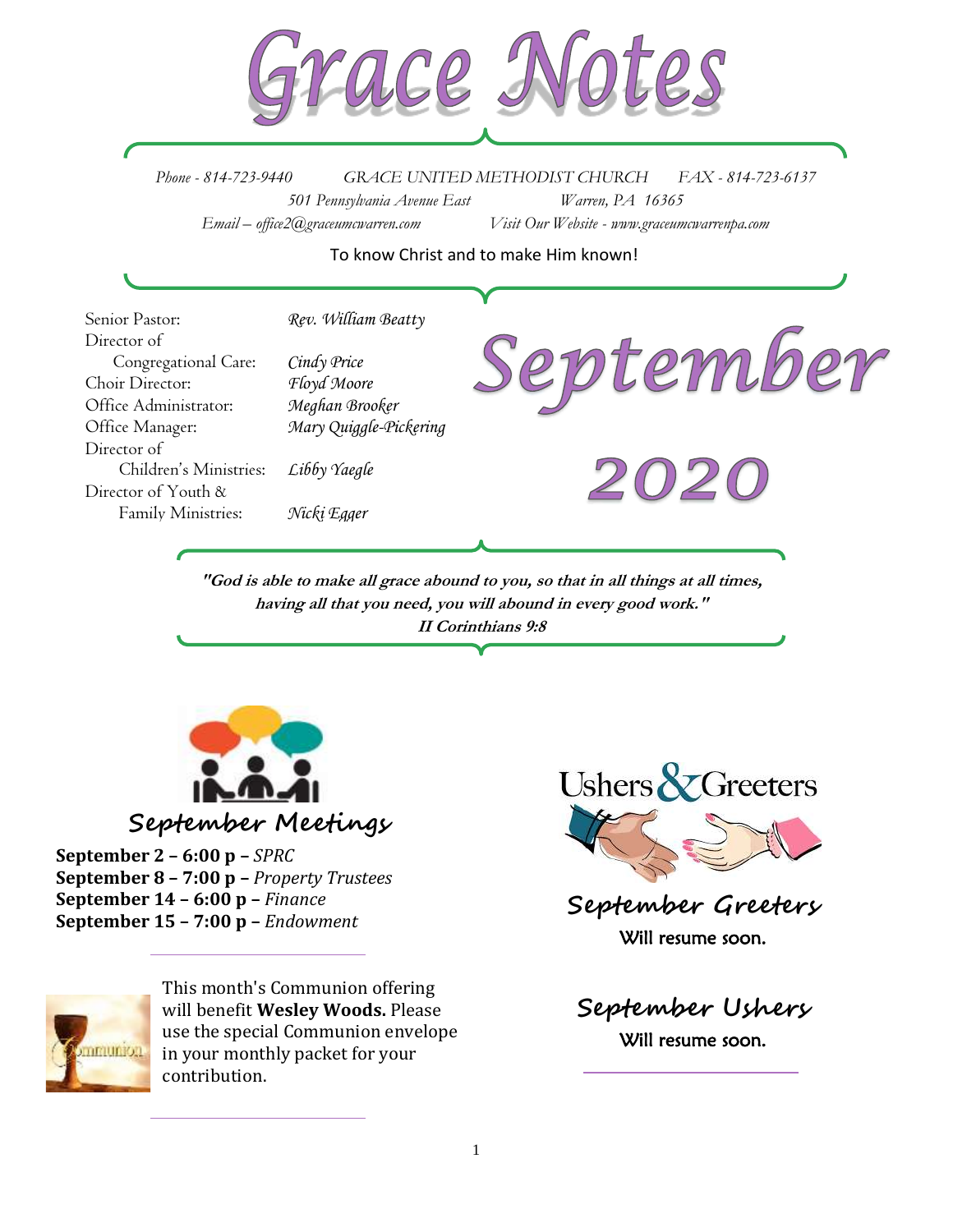# Grace Notes

*Phone - 814-723-9440* *GRACE UNITED METHODIST CHURCH* *FAX - 814-723-6137*
*501 Pennsylvania Avenue East* *Warren, PA 16365*
*Email – office2@graceumcwarren.com* *Visit Our Website - www.graceumcwarrenpa.com*

To know Christ and to make Him known!

| | |
|---|---|
| Senior Pastor: | *Rev. William Beatty* |
| Director of Congregational Care: | *Cindy Price* |
| Choir Director: | *Floyd Moore* |
| Office Administrator: | *Meghan Brooker* |
| Office Manager: | *Mary Quiggle-Pickering* |
| Director of Children's Ministries: | *Libby Yaegle* |
| Director of Youth & Family Ministries: | *Nicki Egger* |

# September 2020

***"God is able to make all grace abound to you, so that in all things at all times, having all that you need, you will abound in every good work."***
***II Corinthians 9:8***

## September Meetings

**September 2 – 6:00 p –** *SPRC*
**September 8 – 7:00 p –** *Property Trustees*
**September 14 – 6:00 p –** *Finance*
**September 15 – 7:00 p –** *Endowment*

This month's Communion offering will benefit **Wesley Woods.** Please use the special Communion envelope in your monthly packet for your contribution.

## Ushers & Greeters

### September Greeters

Will resume soon.

### September Ushers

Will resume soon.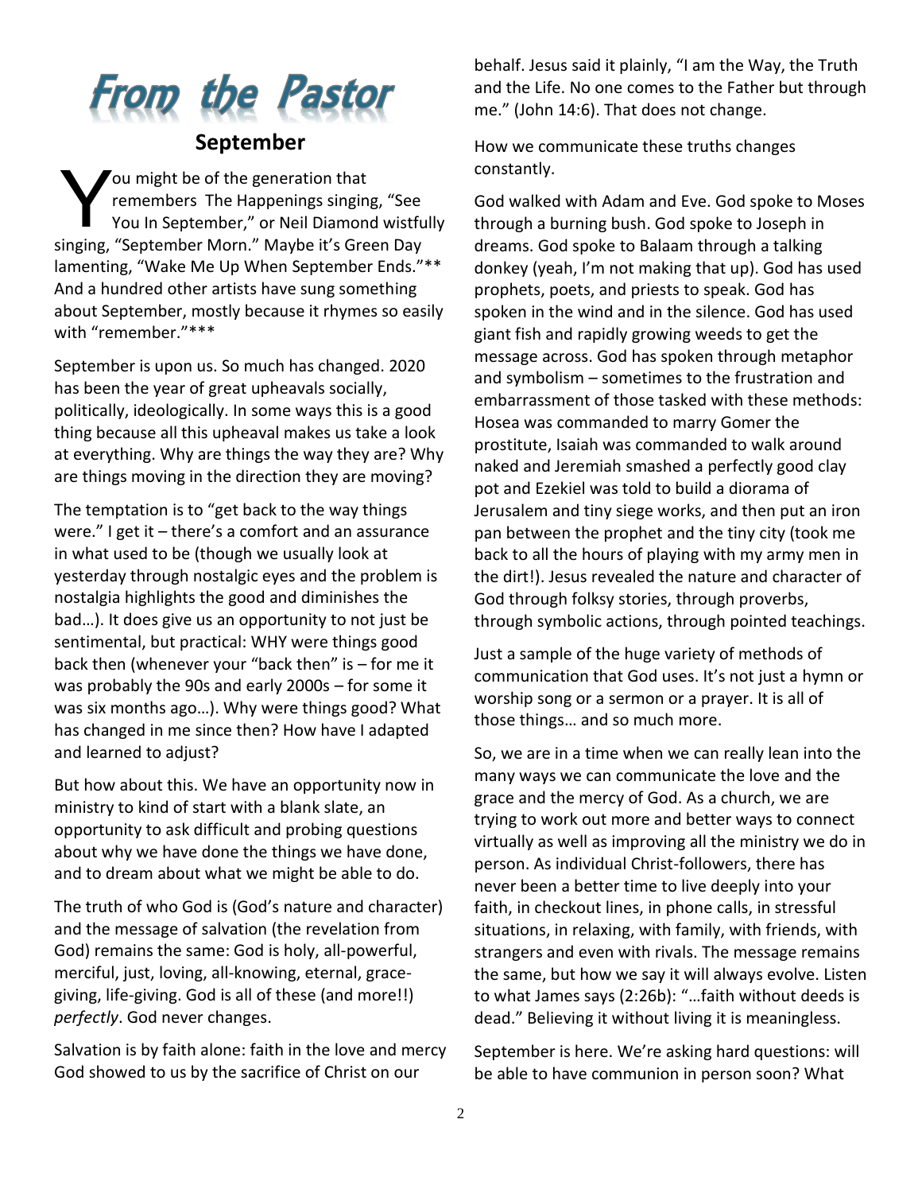# From the Pastor

## September

You might be of the generation that remembers The Happenings singing, "See You In September," or Neil Diamond wistfully singing, "September Morn." Maybe it's Green Day lamenting, "Wake Me Up When September Ends."** And a hundred other artists have sung something about September, mostly because it rhymes so easily with "remember."***

September is upon us. So much has changed. 2020 has been the year of great upheavals socially, politically, ideologically. In some ways this is a good thing because all this upheaval makes us take a look at everything. Why are things the way they are? Why are things moving in the direction they are moving?

The temptation is to "get back to the way things were." I get it – there's a comfort and an assurance in what used to be (though we usually look at yesterday through nostalgic eyes and the problem is nostalgia highlights the good and diminishes the bad…). It does give us an opportunity to not just be sentimental, but practical: WHY were things good back then (whenever your "back then" is – for me it was probably the 90s and early 2000s – for some it was six months ago…). Why were things good? What has changed in me since then? How have I adapted and learned to adjust?

But how about this. We have an opportunity now in ministry to kind of start with a blank slate, an opportunity to ask difficult and probing questions about why we have done the things we have done, and to dream about what we might be able to do.

The truth of who God is (God's nature and character) and the message of salvation (the revelation from God) remains the same: God is holy, all-powerful, merciful, just, loving, all-knowing, eternal, grace-giving, life-giving. God is all of these (and more!!) *perfectly*. God never changes.

Salvation is by faith alone: faith in the love and mercy God showed to us by the sacrifice of Christ on our behalf. Jesus said it plainly, "I am the Way, the Truth and the Life. No one comes to the Father but through me." (John 14:6). That does not change.

How we communicate these truths changes constantly.

God walked with Adam and Eve. God spoke to Moses through a burning bush. God spoke to Joseph in dreams. God spoke to Balaam through a talking donkey (yeah, I'm not making that up). God has used prophets, poets, and priests to speak. God has spoken in the wind and in the silence. God has used giant fish and rapidly growing weeds to get the message across. God has spoken through metaphor and symbolism – sometimes to the frustration and embarrassment of those tasked with these methods: Hosea was commanded to marry Gomer the prostitute, Isaiah was commanded to walk around naked and Jeremiah smashed a perfectly good clay pot and Ezekiel was told to build a diorama of Jerusalem and tiny siege works, and then put an iron pan between the prophet and the tiny city (took me back to all the hours of playing with my army men in the dirt!). Jesus revealed the nature and character of God through folksy stories, through proverbs, through symbolic actions, through pointed teachings.

Just a sample of the huge variety of methods of communication that God uses. It's not just a hymn or worship song or a sermon or a prayer. It is all of those things… and so much more.

So, we are in a time when we can really lean into the many ways we can communicate the love and the grace and the mercy of God. As a church, we are trying to work out more and better ways to connect virtually as well as improving all the ministry we do in person. As individual Christ-followers, there has never been a better time to live deeply into your faith, in checkout lines, in phone calls, in stressful situations, in relaxing, with family, with friends, with strangers and even with rivals. The message remains the same, but how we say it will always evolve. Listen to what James says (2:26b): "…faith without deeds is dead." Believing it without living it is meaningless.

September is here. We're asking hard questions: will be able to have communion in person soon? What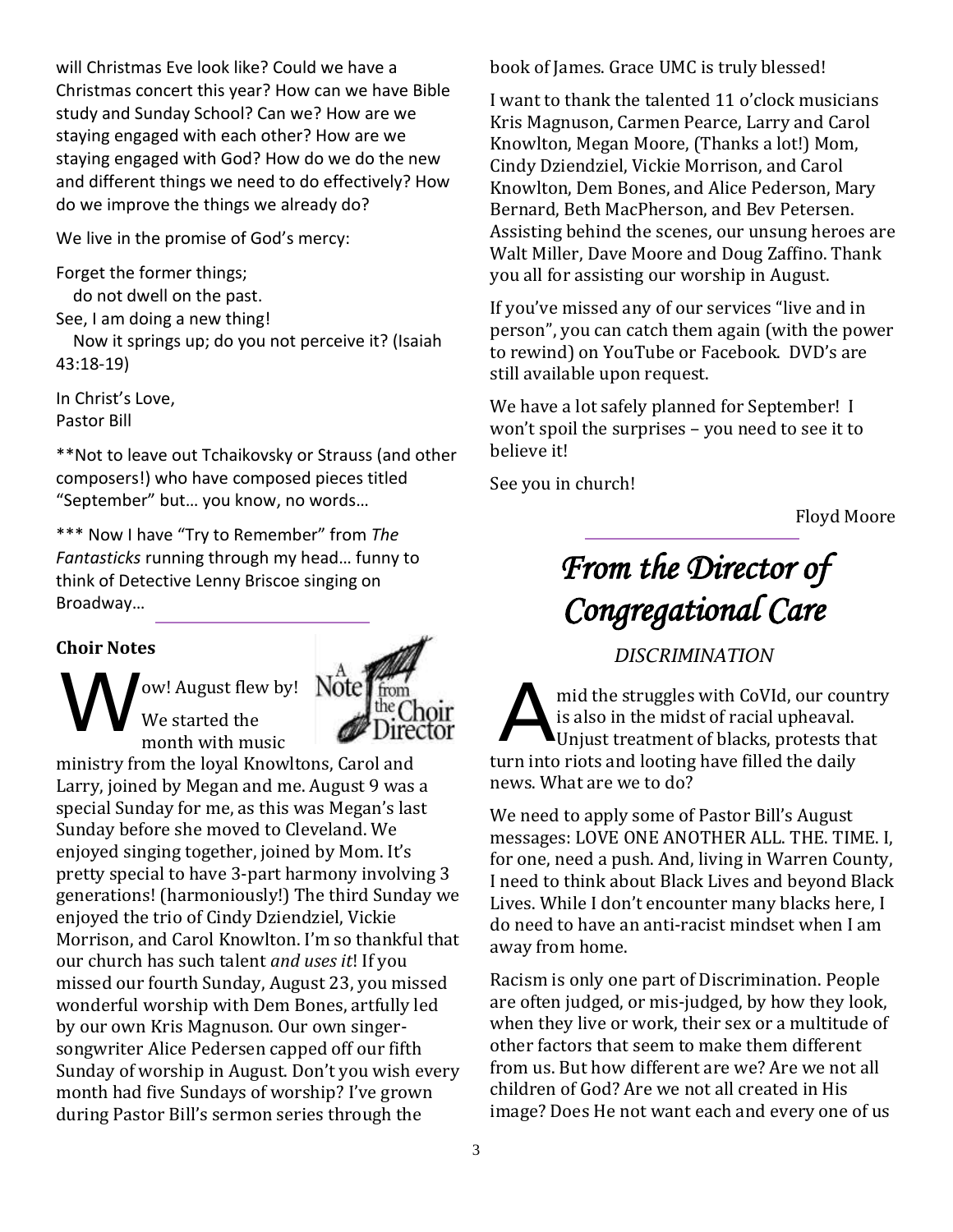will Christmas Eve look like? Could we have a Christmas concert this year? How can we have Bible study and Sunday School? Can we? How are we staying engaged with each other? How are we staying engaged with God? How do we do the new and different things we need to do effectively? How do we improve the things we already do?

We live in the promise of God's mercy:

Forget the former things;
do not dwell on the past.
See, I am doing a new thing!
Now it springs up; do you not perceive it? (Isaiah 43:18-19)

In Christ's Love,
Pastor Bill

**Not to leave out Tchaikovsky or Strauss (and other composers!) who have composed pieces titled "September" but… you know, no words…

*** Now I have "Try to Remember" from *The Fantasticks* running through my head… funny to think of Detective Lenny Briscoe singing on Broadway…

**Choir Notes**

Wow! August flew by! We started the month with music ministry from the loyal Knowltons, Carol and Larry, joined by Megan and me. August 9 was a special Sunday for me, as this was Megan's last Sunday before she moved to Cleveland. We enjoyed singing together, joined by Mom. It's pretty special to have 3-part harmony involving 3 generations! (harmoniously!) The third Sunday we enjoyed the trio of Cindy Dziendziel, Vickie Morrison, and Carol Knowlton. I'm so thankful that our church has such talent *and uses it*! If you missed our fourth Sunday, August 23, you missed wonderful worship with Dem Bones, artfully led by our own Kris Magnuson. Our own singer-songwriter Alice Pedersen capped off our fifth Sunday of worship in August. Don't you wish every month had five Sundays of worship? I've grown during Pastor Bill's sermon series through the book of James. Grace UMC is truly blessed!

I want to thank the talented 11 o'clock musicians Kris Magnuson, Carmen Pearce, Larry and Carol Knowlton, Megan Moore, (Thanks a lot!) Mom, Cindy Dziendziel, Vickie Morrison, and Carol Knowlton, Dem Bones, and Alice Pederson, Mary Bernard, Beth MacPherson, and Bev Petersen. Assisting behind the scenes, our unsung heroes are Walt Miller, Dave Moore and Doug Zaffino. Thank you all for assisting our worship in August.

If you've missed any of our services "live and in person", you can catch them again (with the power to rewind) on YouTube or Facebook. DVD's are still available upon request.

We have a lot safely planned for September! I won't spoil the surprises – you need to see it to believe it!

See you in church!

Floyd Moore

# *From the Director of Congregational Care*

*DISCRIMINATION*

Amid the struggles with CoVId, our country is also in the midst of racial upheaval. Unjust treatment of blacks, protests that turn into riots and looting have filled the daily news. What are we to do?

We need to apply some of Pastor Bill's August messages: LOVE ONE ANOTHER ALL. THE. TIME. I, for one, need a push. And, living in Warren County, I need to think about Black Lives and beyond Black Lives. While I don't encounter many blacks here, I do need to have an anti-racist mindset when I am away from home.

Racism is only one part of Discrimination. People are often judged, or mis-judged, by how they look, when they live or work, their sex or a multitude of other factors that seem to make them different from us. But how different are we? Are we not all children of God? Are we not all created in His image? Does He not want each and every one of us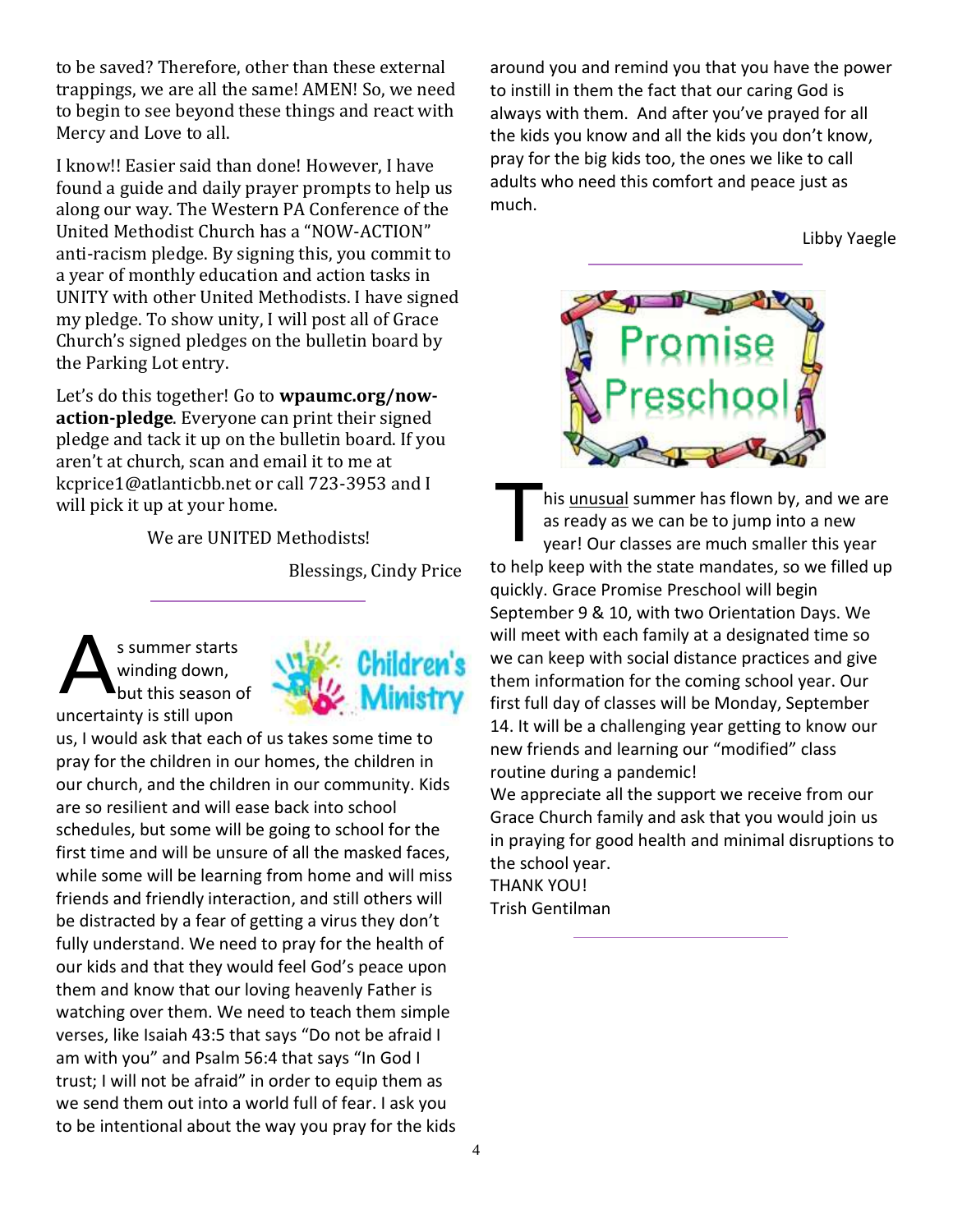to be saved? Therefore, other than these external trappings, we are all the same! AMEN! So, we need to begin to see beyond these things and react with Mercy and Love to all.

I know!! Easier said than done! However, I have found a guide and daily prayer prompts to help us along our way. The Western PA Conference of the United Methodist Church has a "NOW-ACTION" anti-racism pledge. By signing this, you commit to a year of monthly education and action tasks in UNITY with other United Methodists. I have signed my pledge. To show unity, I will post all of Grace Church's signed pledges on the bulletin board by the Parking Lot entry.

Let's do this together! Go to **wpaumc.org/now-action-pledge**. Everyone can print their signed pledge and tack it up on the bulletin board. If you aren't at church, scan and email it to me at kcprice1@atlanticbb.net or call 723-3953 and I will pick it up at your home.

We are UNITED Methodists!

Blessings, Cindy Price

---

## Children's Ministry

As summer starts winding down, but this season of uncertainty is still upon us, I would ask that each of us takes some time to pray for the children in our homes, the children in our church, and the children in our community. Kids are so resilient and will ease back into school schedules, but some will be going to school for the first time and will be unsure of all the masked faces, while some will be learning from home and will miss friends and friendly interaction, and still others will be distracted by a fear of getting a virus they don't fully understand. We need to pray for the health of our kids and that they would feel God's peace upon them and know that our loving heavenly Father is watching over them. We need to teach them simple verses, like Isaiah 43:5 that says "Do not be afraid I am with you" and Psalm 56:4 that says "In God I trust; I will not be afraid" in order to equip them as we send them out into a world full of fear. I ask you to be intentional about the way you pray for the kids around you and remind you that you have the power to instill in them the fact that our caring God is always with them. And after you've prayed for all the kids you know and all the kids you don't know, pray for the big kids too, the ones we like to call adults who need this comfort and peace just as much.

Libby Yaegle

---

## Promise Preschool

This unusual summer has flown by, and we are as ready as we can be to jump into a new year! Our classes are much smaller this year to help keep with the state mandates, so we filled up quickly. Grace Promise Preschool will begin September 9 & 10, with two Orientation Days. We will meet with each family at a designated time so we can keep with social distance practices and give them information for the coming school year. Our first full day of classes will be Monday, September 14. It will be a challenging year getting to know our new friends and learning our "modified" class routine during a pandemic!

We appreciate all the support we receive from our Grace Church family and ask that you would join us in praying for good health and minimal disruptions to the school year.

THANK YOU!

Trish Gentilman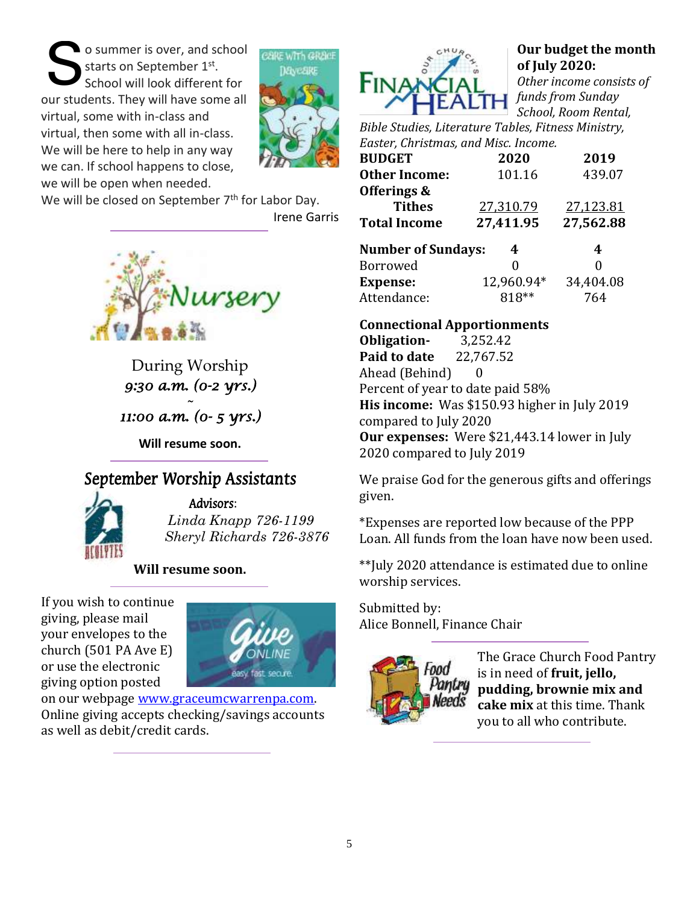So summer is over, and school starts on September 1st. School will look different for our students. They will have some all virtual, some with in-class and virtual, then some with all in-class. We will be here to help in any way we can. If school happens to close, we will be open when needed.

We will be closed on September 7th for Labor Day.

Irene Garris

---

During Worship
*9:30 a.m. (0-2 yrs.)*
~
*11:00 a.m. (0- 5 yrs.)*

**Will resume soon.**

---

## September Worship Assistants

*Advisors*:
*Linda Knapp 726-1199*
*Sheryl Richards 726-3876*

**Will resume soon.**

---

If you wish to continue giving, please mail your envelopes to the church (501 PA Ave E) or use the electronic giving option posted on our webpage www.graceumcwarrenpa.com. Online giving accepts checking/savings accounts as well as debit/credit cards.

---

**Our budget the month of July 2020:**

*Other income consists of funds from Sunday School, Room Rental, Bible Studies, Literature Tables, Fitness Ministry, Easter, Christmas, and Misc. Income.*

| **BUDGET** | **2020** | **2019** |
|---|---|---|
| **Other Income:** | 101.16 | 439.07 |
| **Offerings & Tithes** | 27,310.79 | 27,123.81 |
| **Total Income** | **27,411.95** | **27,562.88** |
| **Number of Sundays:** | **4** | **4** |
| Borrowed | 0 | 0 |
| **Expense:** | 12,960.94* | 34,404.08 |
| Attendance: | 818** | 764 |

**Connectional Apportionments**
**Obligation-** 3,252.42
**Paid to date** 22,767.52
Ahead (Behind) 0
Percent of year to date paid 58%
**His income:** Was $150.93 higher in July 2019 compared to July 2020
**Our expenses:** Were $21,443.14 lower in July 2020 compared to July 2019

We praise God for the generous gifts and offerings given.

*Expenses are reported low because of the PPP Loan. All funds from the loan have now been used.

**July 2020 attendance is estimated due to online worship services.

Submitted by:
Alice Bonnell, Finance Chair

---

The Grace Church Food Pantry is in need of **fruit, jello, pudding, brownie mix and cake mix** at this time. Thank you to all who contribute.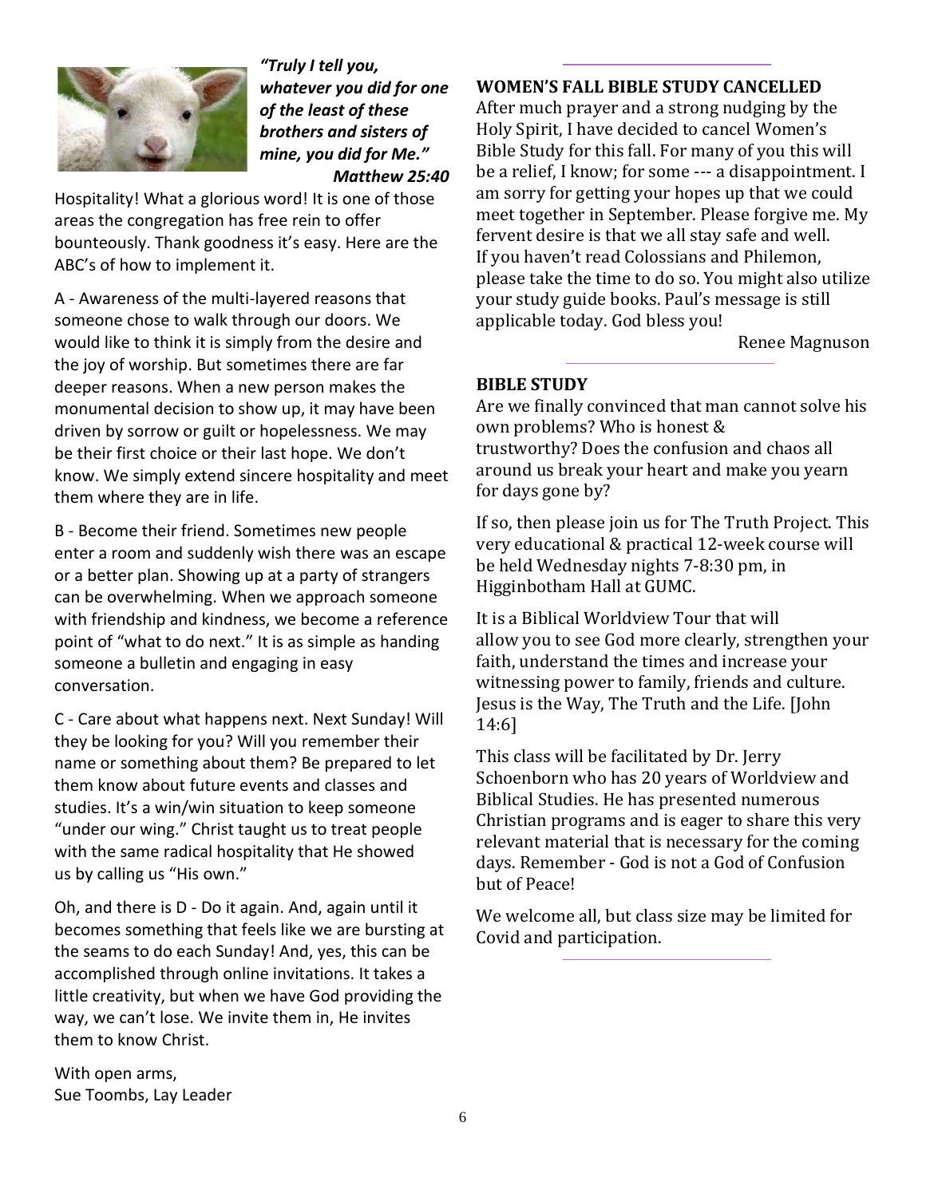***"Truly I tell you, whatever you did for one of the least of these brothers and sisters of mine, you did for Me."***
***Matthew 25:40***

Hospitality! What a glorious word! It is one of those areas the congregation has free rein to offer bounteously. Thank goodness it's easy. Here are the ABC's of how to implement it.

A - Awareness of the multi-layered reasons that someone chose to walk through our doors. We would like to think it is simply from the desire and the joy of worship. But sometimes there are far deeper reasons. When a new person makes the monumental decision to show up, it may have been driven by sorrow or guilt or hopelessness. We may be their first choice or their last hope. We don't know. We simply extend sincere hospitality and meet them where they are in life.

B - Become their friend. Sometimes new people enter a room and suddenly wish there was an escape or a better plan. Showing up at a party of strangers can be overwhelming. When we approach someone with friendship and kindness, we become a reference point of "what to do next." It is as simple as handing someone a bulletin and engaging in easy conversation.

C - Care about what happens next. Next Sunday! Will they be looking for you? Will you remember their name or something about them? Be prepared to let them know about future events and classes and studies. It's a win/win situation to keep someone "under our wing." Christ taught us to treat people with the same radical hospitality that He showed us by calling us "His own."

Oh, and there is D - Do it again. And, again until it becomes something that feels like we are bursting at the seams to do each Sunday! And, yes, this can be accomplished through online invitations. It takes a little creativity, but when we have God providing the way, we can't lose. We invite them in, He invites them to know Christ.

With open arms,
Sue Toombs, Lay Leader

**WOMEN'S FALL BIBLE STUDY CANCELLED**

After much prayer and a strong nudging by the Holy Spirit, I have decided to cancel Women's Bible Study for this fall. For many of you this will be a relief, I know; for some --- a disappointment. I am sorry for getting your hopes up that we could meet together in September. Please forgive me. My fervent desire is that we all stay safe and well. If you haven't read Colossians and Philemon, please take the time to do so. You might also utilize your study guide books. Paul's message is still applicable today. God bless you!

Renee Magnuson

**BIBLE STUDY**

Are we finally convinced that man cannot solve his own problems? Who is honest & trustworthy? Does the confusion and chaos all around us break your heart and make you yearn for days gone by?

If so, then please join us for The Truth Project. This very educational & practical 12-week course will be held Wednesday nights 7-8:30 pm, in Higginbotham Hall at GUMC.

It is a Biblical Worldview Tour that will allow you to see God more clearly, strengthen your faith, understand the times and increase your witnessing power to family, friends and culture. Jesus is the Way, The Truth and the Life. [John 14:6]

This class will be facilitated by Dr. Jerry Schoenborn who has 20 years of Worldview and Biblical Studies. He has presented numerous Christian programs and is eager to share this very relevant material that is necessary for the coming days. Remember - God is not a God of Confusion but of Peace!

We welcome all, but class size may be limited for Covid and participation.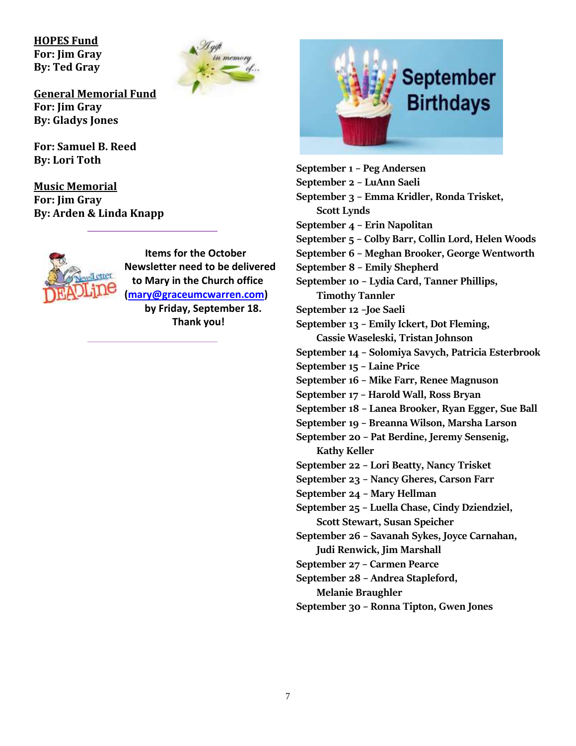**HOPES Fund**
**For: Jim Gray**
**By: Ted Gray**

**General Memorial Fund**
**For: Jim Gray**
**By: Gladys Jones**

**For: Samuel B. Reed**
**By: Lori Toth**

**Music Memorial**
**For: Jim Gray**
**By: Arden & Linda Knapp**

---

**Items for the October Newsletter need to be delivered to Mary in the Church office ([mary@graceumcwarren.com](mailto:mary@graceumcwarren.com)) by Friday, September 18. Thank you!**

---

## September Birthdays

September 1 – Peg Andersen
September 2 – LuAnn Saeli
September 3 – Emma Kridler, Ronda Trisket, Scott Lynds
September 4 – Erin Napolitan
September 5 – Colby Barr, Collin Lord, Helen Woods
September 6 – Meghan Brooker, George Wentworth
September 8 – Emily Shepherd
September 10 – Lydia Card, Tanner Phillips, Timothy Tannler
September 12 –Joe Saeli
September 13 – Emily Ickert, Dot Fleming, Cassie Waseleski, Tristan Johnson
September 14 – Solomiya Savych, Patricia Esterbrook
September 15 – Laine Price
September 16 – Mike Farr, Renee Magnuson
September 17 – Harold Wall, Ross Bryan
September 18 – Lanea Brooker, Ryan Egger, Sue Ball
September 19 – Breanna Wilson, Marsha Larson
September 20 – Pat Berdine, Jeremy Sensenig, Kathy Keller
September 22 – Lori Beatty, Nancy Trisket
September 23 – Nancy Gheres, Carson Farr
September 24 – Mary Hellman
September 25 – Luella Chase, Cindy Dziendziel, Scott Stewart, Susan Speicher
September 26 – Savanah Sykes, Joyce Carnahan, Judi Renwick, Jim Marshall
September 27 – Carmen Pearce
September 28 – Andrea Stapleford, Melanie Braughler
September 30 – Ronna Tipton, Gwen Jones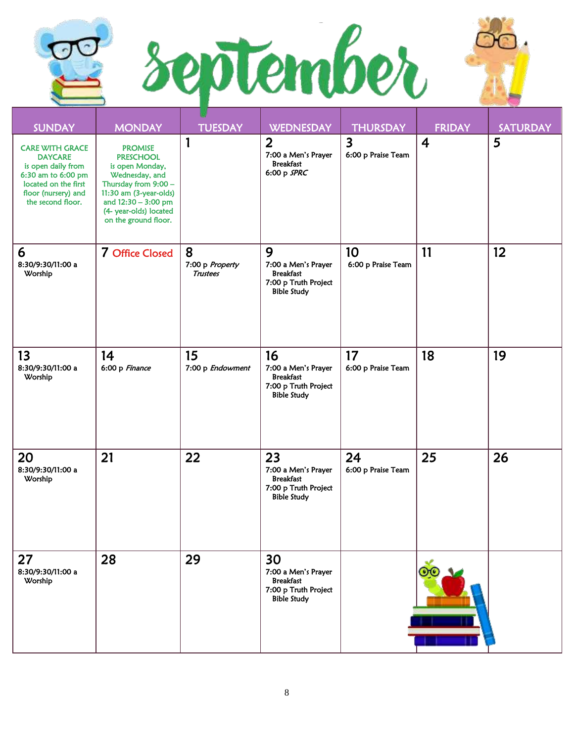# September

| SUNDAY | MONDAY | TUESDAY | WEDNESDAY | THURSDAY | FRIDAY | SATURDAY |
|---|---|---|---|---|---|---|
| CARE WITH GRACE DAYCARE is open daily from 6:30 am to 6:00 pm located on the first floor (nursery) and the second floor. | PROMISE PRESCHOOL is open Monday, Wednesday, and Thursday from 9:00 – 11:30 am (3-year-olds) and 12:30 – 3:00 pm (4- year-olds) located on the ground floor. | 1 | 2 7:00 a Men's Prayer Breakfast 6:00 p *SPRC* | 3 6:00 p Praise Team | 4 | 5 |
| 6 8:30/9:30/11:00 a Worship | 7 Office Closed | 8 7:00 p *Property Trustees* | 9 7:00 a Men's Prayer Breakfast 7:00 p Truth Project Bible Study | 10 6:00 p Praise Team | 11 | 12 |
| 13 8:30/9:30/11:00 a Worship | 14 6:00 p *Finance* | 15 7:00 p *Endowment* | 16 7:00 a Men's Prayer Breakfast 7:00 p Truth Project Bible Study | 17 6:00 p Praise Team | 18 | 19 |
| 20 8:30/9:30/11:00 a Worship | 21 | 22 | 23 7:00 a Men's Prayer Breakfast 7:00 p Truth Project Bible Study | 24 6:00 p Praise Team | 25 | 26 |
| 27 8:30/9:30/11:00 a Worship | 28 | 29 | 30 7:00 a Men's Prayer Breakfast 7:00 p Truth Project Bible Study | | | |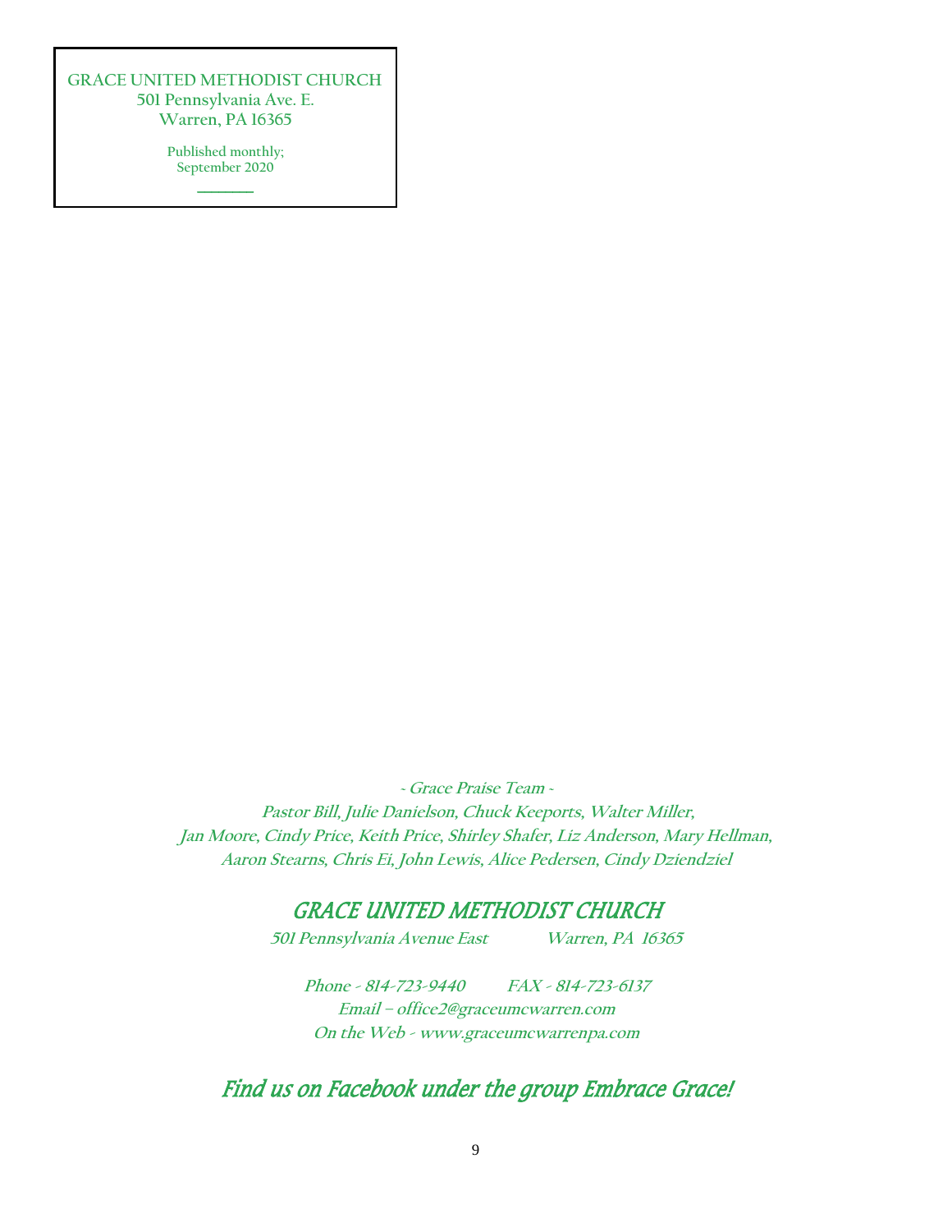GRACE UNITED METHODIST CHURCH
501 Pennsylvania Ave. E.
Warren, PA 16365

Published monthly;
September 2020

~ Grace Praise Team ~

**Pastor Bill, Julie Danielson, Chuck Keeports, Walter Miller, Jan Moore, Cindy Price, Keith Price, Shirley Shafer, Liz Anderson, Mary Hellman, Aaron Stearns, Chris Ei, John Lewis, Alice Pedersen, Cindy Dziendziel**

## GRACE UNITED METHODIST CHURCH

*501 Pennsylvania Avenue East Warren, PA 16365*

*Phone - 814-723-9440 FAX - 814-723-6137*
*Email – office2@graceumcwarren.com*
*On the Web - www.graceumcwarrenpa.com*

*Find us on Facebook under the group Embrace Grace!*